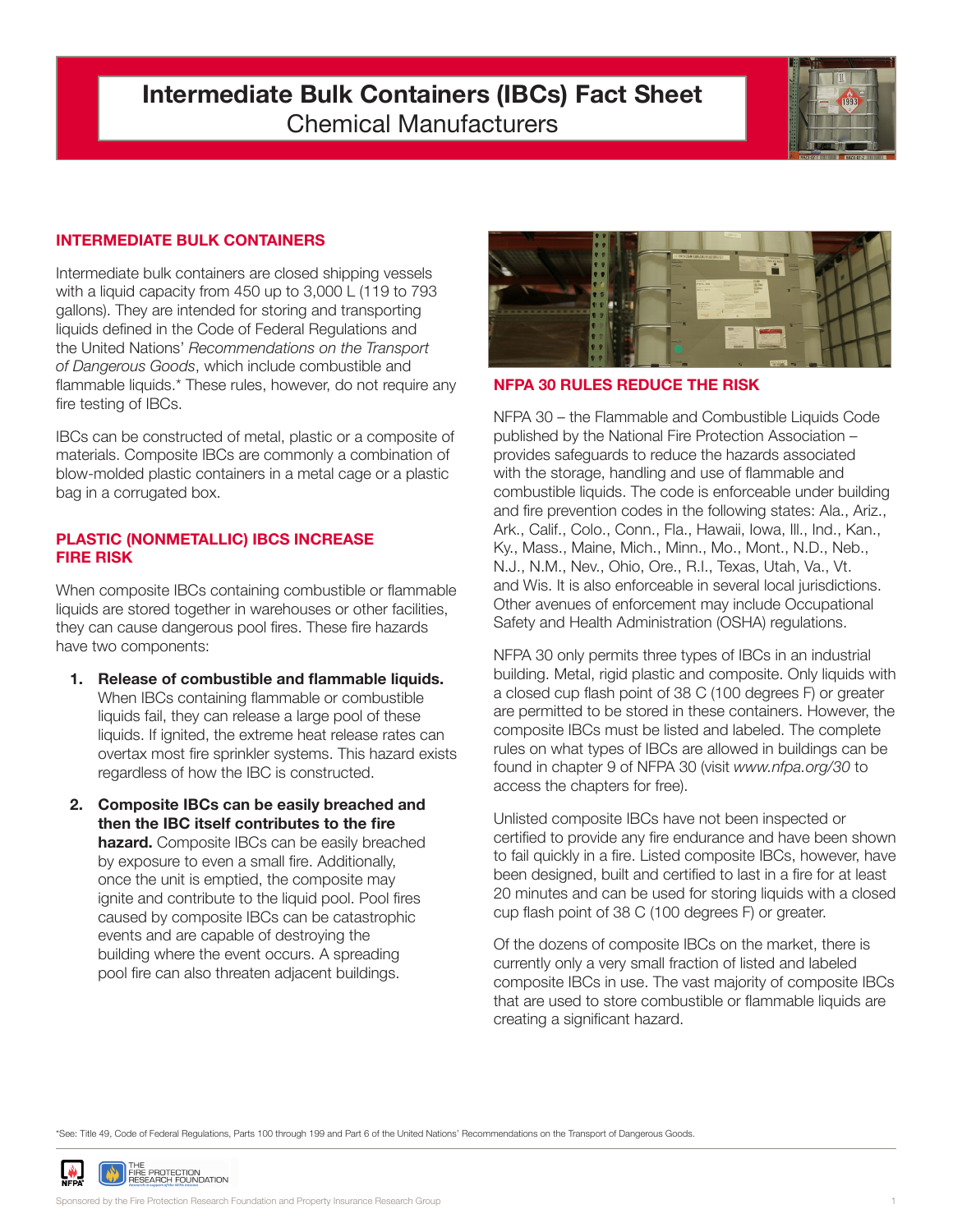# Intermediate Bulk Containers (IBCs) Fact Sheet

Chemical Manufacturers

## INTERMEDIATE BULK CONTAINERS

Intermediate bulk containers are closed shipping vessels with a liquid capacity from 450 up to 3,000 L (119 to 793 gallons). They are intended for storing and transporting liquids defined in the Code of Federal Regulations and the United Nations' *Recommendations on the Transport of Dangerous Goods*, which include combustible and flammable liquids.* These rules, however, do not require any fire testing of IBCs.

IBCs can be constructed of metal, plastic or a composite of materials. Composite IBCs are commonly a combination of blow-molded plastic containers in a metal cage or a plastic bag in a corrugated box.

## PLASTIC (NONMETALLIC) IBCS INCREASE FIRE RISK

When composite IBCs containing combustible or flammable liquids are stored together in warehouses or other facilities, they can cause dangerous pool fires. These fire hazards have two components:

1. **Release of combustible and flammable liquids.** When IBCs containing flammable or combustible liquids fail, they can release a large pool of these liquids. If ignited, the extreme heat release rates can overtax most fire sprinkler systems. This hazard exists regardless of how the IBC is constructed.
2. **Composite IBCs can be easily breached and then the IBC itself contributes to the fire hazard.** Composite IBCs can be easily breached by exposure to even a small fire. Additionally, once the unit is emptied, the composite may ignite and contribute to the liquid pool. Pool fires caused by composite IBCs can be catastrophic events and are capable of destroying the building where the event occurs. A spreading pool fire can also threaten adjacent buildings.

## NFPA 30 RULES REDUCE THE RISK

NFPA 30 – the Flammable and Combustible Liquids Code published by the National Fire Protection Association – provides safeguards to reduce the hazards associated with the storage, handling and use of flammable and combustible liquids. The code is enforceable under building and fire prevention codes in the following states: Ala., Ariz., Ark., Calif., Colo., Conn., Fla., Hawaii, Iowa, Ill., Ind., Kan., Ky., Mass., Maine, Mich., Minn., Mo., Mont., N.D., Neb., N.J., N.M., Nev., Ohio, Ore., R.I., Texas, Utah, Va., Vt. and Wis. It is also enforceable in several local jurisdictions. Other avenues of enforcement may include Occupational Safety and Health Administration (OSHA) regulations.

NFPA 30 only permits three types of IBCs in an industrial building. Metal, rigid plastic and composite. Only liquids with a closed cup flash point of 38 C (100 degrees F) or greater are permitted to be stored in these containers. However, the composite IBCs must be listed and labeled. The complete rules on what types of IBCs are allowed in buildings can be found in chapter 9 of NFPA 30 (visit *www.nfpa.org/30* to access the chapters for free).

Unlisted composite IBCs have not been inspected or certified to provide any fire endurance and have been shown to fail quickly in a fire. Listed composite IBCs, however, have been designed, built and certified to last in a fire for at least 20 minutes and can be used for storing liquids with a closed cup flash point of 38 C (100 degrees F) or greater.

Of the dozens of composite IBCs on the market, there is currently only a very small fraction of listed and labeled composite IBCs in use. The vast majority of composite IBCs that are used to store combustible or flammable liquids are creating a significant hazard.

*See: Title 49, Code of Federal Regulations, Parts 100 through 199 and Part 6 of the United Nations' Recommendations on the Transport of Dangerous Goods.

Sponsored by the Fire Protection Research Foundation and Property Insurance Research Group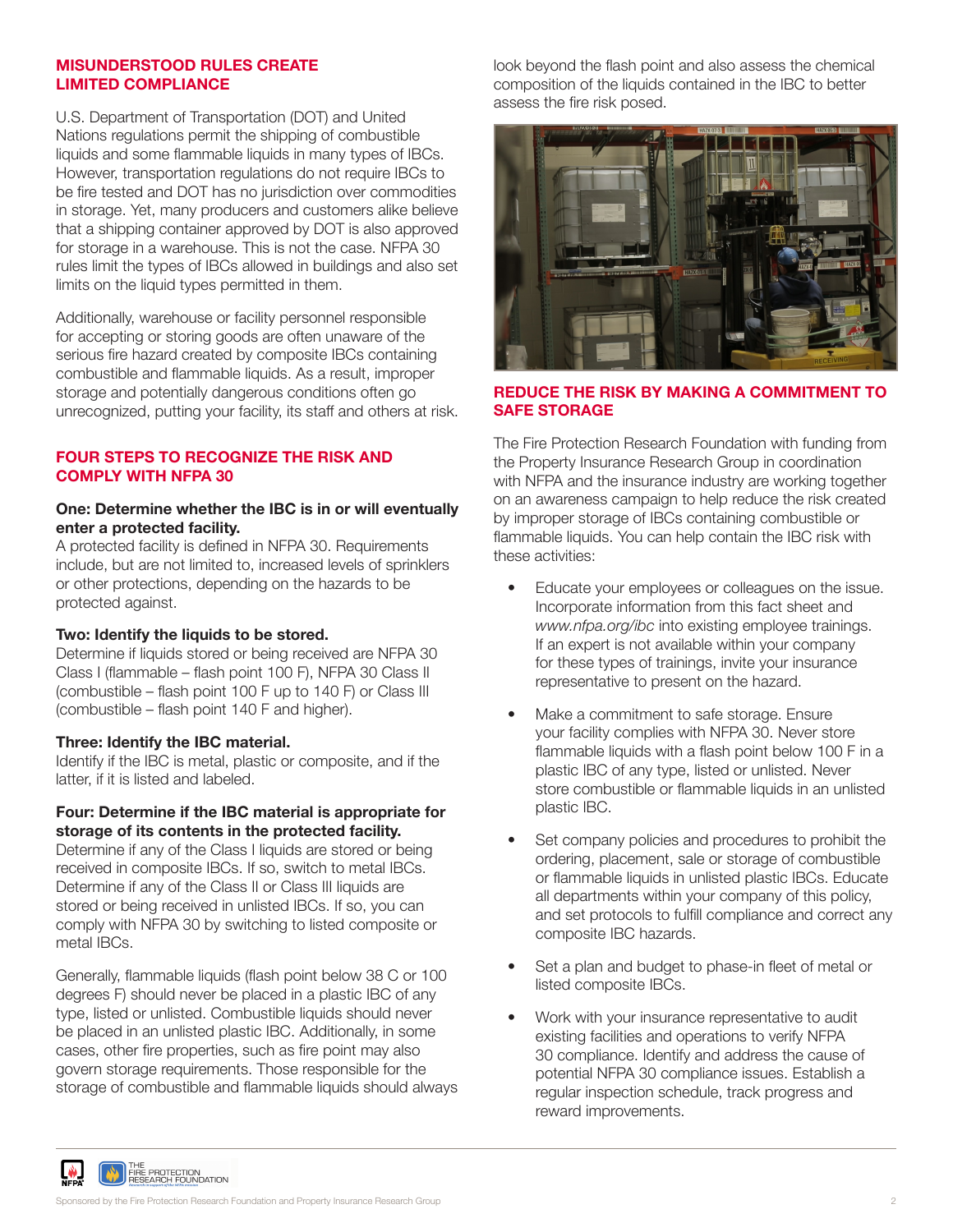## MISUNDERSTOOD RULES CREATE LIMITED COMPLIANCE

U.S. Department of Transportation (DOT) and United Nations regulations permit the shipping of combustible liquids and some flammable liquids in many types of IBCs. However, transportation regulations do not require IBCs to be fire tested and DOT has no jurisdiction over commodities in storage. Yet, many producers and customers alike believe that a shipping container approved by DOT is also approved for storage in a warehouse. This is not the case. NFPA 30 rules limit the types of IBCs allowed in buildings and also set limits on the liquid types permitted in them.

Additionally, warehouse or facility personnel responsible for accepting or storing goods are often unaware of the serious fire hazard created by composite IBCs containing combustible and flammable liquids. As a result, improper storage and potentially dangerous conditions often go unrecognized, putting your facility, its staff and others at risk.

## FOUR STEPS TO RECOGNIZE THE RISK AND COMPLY WITH NFPA 30

**One: Determine whether the IBC is in or will eventually enter a protected facility.**
A protected facility is defined in NFPA 30. Requirements include, but are not limited to, increased levels of sprinklers or other protections, depending on the hazards to be protected against.

**Two: Identify the liquids to be stored.**
Determine if liquids stored or being received are NFPA 30 Class I (flammable – flash point 100 F), NFPA 30 Class II (combustible – flash point 100 F up to 140 F) or Class III (combustible – flash point 140 F and higher).

**Three: Identify the IBC material.**
Identify if the IBC is metal, plastic or composite, and if the latter, if it is listed and labeled.

**Four: Determine if the IBC material is appropriate for storage of its contents in the protected facility.**
Determine if any of the Class I liquids are stored or being received in composite IBCs. If so, switch to metal IBCs. Determine if any of the Class II or Class III liquids are stored or being received in unlisted IBCs. If so, you can comply with NFPA 30 by switching to listed composite or metal IBCs.

Generally, flammable liquids (flash point below 38 C or 100 degrees F) should never be placed in a plastic IBC of any type, listed or unlisted. Combustible liquids should never be placed in an unlisted plastic IBC. Additionally, in some cases, other fire properties, such as fire point may also govern storage requirements. Those responsible for the storage of combustible and flammable liquids should always look beyond the flash point and also assess the chemical composition of the liquids contained in the IBC to better assess the fire risk posed.

## REDUCE THE RISK BY MAKING A COMMITMENT TO SAFE STORAGE

The Fire Protection Research Foundation with funding from the Property Insurance Research Group in coordination with NFPA and the insurance industry are working together on an awareness campaign to help reduce the risk created by improper storage of IBCs containing combustible or flammable liquids. You can help contain the IBC risk with these activities:

- Educate your employees or colleagues on the issue. Incorporate information from this fact sheet and *www.nfpa.org/ibc* into existing employee trainings. If an expert is not available within your company for these types of trainings, invite your insurance representative to present on the hazard.
- Make a commitment to safe storage. Ensure your facility complies with NFPA 30. Never store flammable liquids with a flash point below 100 F in a plastic IBC of any type, listed or unlisted. Never store combustible or flammable liquids in an unlisted plastic IBC.
- Set company policies and procedures to prohibit the ordering, placement, sale or storage of combustible or flammable liquids in unlisted plastic IBCs. Educate all departments within your company of this policy, and set protocols to fulfill compliance and correct any composite IBC hazards.
- Set a plan and budget to phase-in fleet of metal or listed composite IBCs.
- Work with your insurance representative to audit existing facilities and operations to verify NFPA 30 compliance. Identify and address the cause of potential NFPA 30 compliance issues. Establish a regular inspection schedule, track progress and reward improvements.

Sponsored by the Fire Protection Research Foundation and Property Insurance Research Group